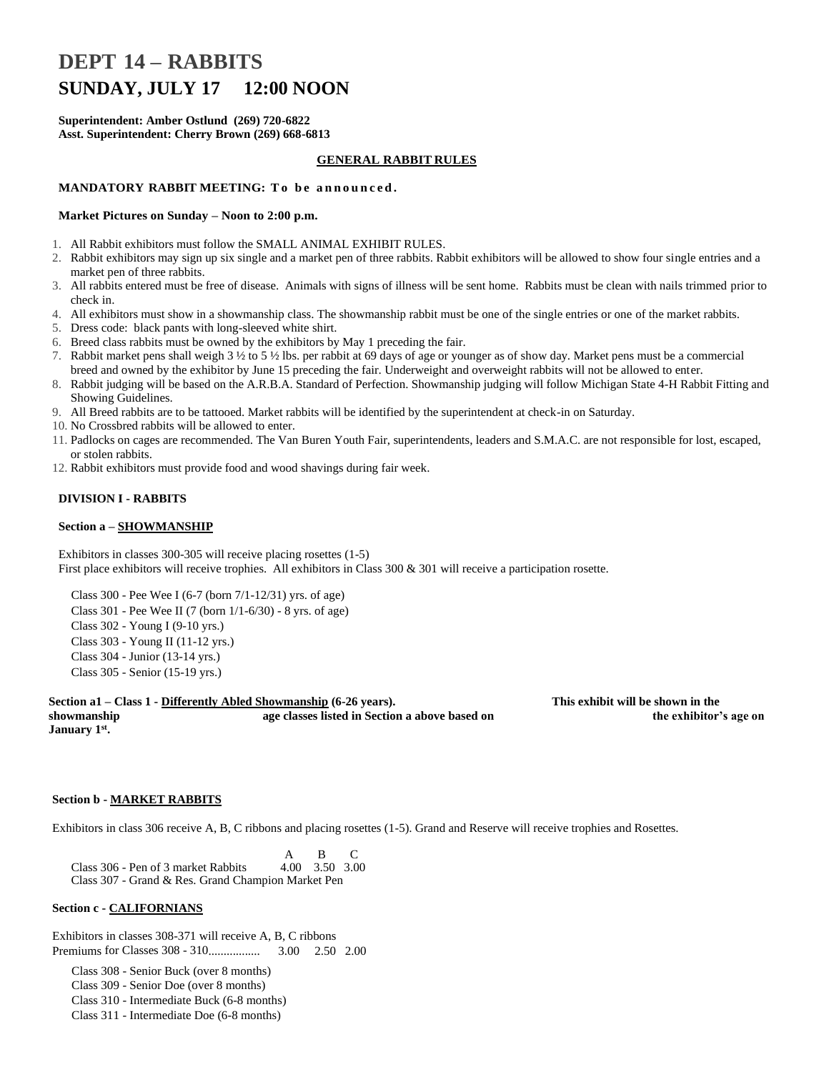// DEPT 14 – RABBITS

# DEPT 14 – RABBITS

## SUNDAY, JULY 17 12:00 NOON

**Superintendent: Amber Ostlund (269) 720-6822**
**Asst. Superintendent: Cherry Brown (269) 668-6813**

### GENERAL RABBIT RULES

**MANDATORY RABBIT MEETING: To be announced.**

**Market Pictures on Sunday – Noon to 2:00 p.m.**

1. All Rabbit exhibitors must follow the SMALL ANIMAL EXHIBIT RULES.
2. Rabbit exhibitors may sign up six single and a market pen of three rabbits. Rabbit exhibitors will be allowed to show four single entries and a market pen of three rabbits.
3. All rabbits entered must be free of disease. Animals with signs of illness will be sent home. Rabbits must be clean with nails trimmed prior to check in.
4. All exhibitors must show in a showmanship class. The showmanship rabbit must be one of the single entries or one of the market rabbits.
5. Dress code: black pants with long-sleeved white shirt.
6. Breed class rabbits must be owned by the exhibitors by May 1 preceding the fair.
7. Rabbit market pens shall weigh 3 ½ to 5 ½ lbs. per rabbit at 69 days of age or younger as of show day. Market pens must be a commercial breed and owned by the exhibitor by June 15 preceding the fair. Underweight and overweight rabbits will not be allowed to enter.
8. Rabbit judging will be based on the A.R.B.A. Standard of Perfection. Showmanship judging will follow Michigan State 4-H Rabbit Fitting and Showing Guidelines.
9. All Breed rabbits are to be tattooed. Market rabbits will be identified by the superintendent at check-in on Saturday.
10. No Crossbred rabbits will be allowed to enter.
11. Padlocks on cages are recommended. The Van Buren Youth Fair, superintendents, leaders and S.M.A.C. are not responsible for lost, escaped, or stolen rabbits.
12. Rabbit exhibitors must provide food and wood shavings during fair week.

### DIVISION I - RABBITS

**Section a – SHOWMANSHIP**

Exhibitors in classes 300-305 will receive placing rosettes (1-5)
First place exhibitors will receive trophies. All exhibitors in Class 300 & 301 will receive a participation rosette.

Class 300 - Pee Wee I (6-7 (born 7/1-12/31) yrs. of age)
Class 301 - Pee Wee II (7 (born 1/1-6/30) - 8 yrs. of age)
Class 302 - Young I (9-10 yrs.)
Class 303 - Young II (11-12 yrs.)
Class 304 - Junior (13-14 yrs.)
Class 305 - Senior (15-19 yrs.)

**Section a1 – Class 1 - Differently Abled Showmanship (6-26 years). This exhibit will be shown in the showmanship age classes listed in Section a above based on the exhibitor's age on January 1st.**

**Section b - MARKET RABBITS**

Exhibitors in class 306 receive A, B, C ribbons and placing rosettes (1-5). Grand and Reserve will receive trophies and Rosettes.

| | A | B | C |
|---|---|---|---|
| Class 306 - Pen of 3 market Rabbits | 4.00 | 3.50 | 3.00 |
| Class 307 - Grand & Res. Grand Champion Market Pen | | | |

**Section c - CALIFORNIANS**

Exhibitors in classes 308-371 will receive A, B, C ribbons
Premiums for Classes 308 - 310................ 3.00 2.50 2.00

Class 308 - Senior Buck (over 8 months)
Class 309 - Senior Doe (over 8 months)
Class 310 - Intermediate Buck (6-8 months)
Class 311 - Intermediate Doe (6-8 months)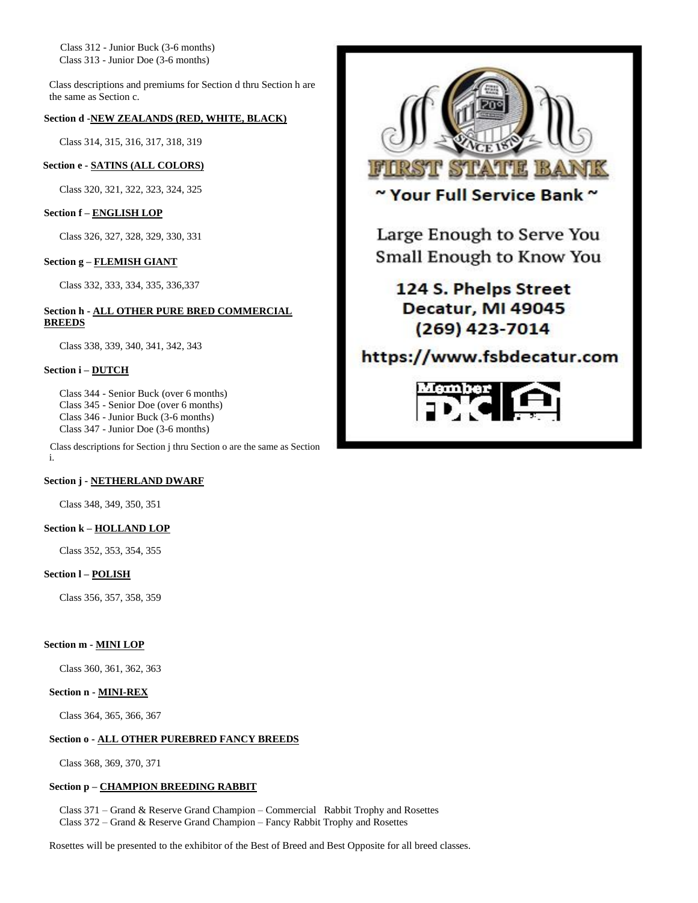Class 312 - Junior Buck (3-6 months)
Class 313 - Junior Doe (3-6 months)

Class descriptions and premiums for Section d thru Section h are the same as Section c.

**Section d -NEW ZEALANDS (RED, WHITE, BLACK)**

Class 314, 315, 316, 317, 318, 319

**Section e - SATINS (ALL COLORS)**

Class 320, 321, 322, 323, 324, 325

**Section f – ENGLISH LOP**

Class 326, 327, 328, 329, 330, 331

**Section g – FLEMISH GIANT**

Class 332, 333, 334, 335, 336,337

**Section h - ALL OTHER PURE BRED COMMERCIAL BREEDS**

Class 338, 339, 340, 341, 342, 343

**Section i – DUTCH**

Class 344 - Senior Buck (over 6 months)
Class 345 - Senior Doe (over 6 months)
Class 346 - Junior Buck (3-6 months)
Class 347 - Junior Doe (3-6 months)

Class descriptions for Section j thru Section o are the same as Section i.

**Section j - NETHERLAND DWARF**

Class 348, 349, 350, 351

**Section k – HOLLAND LOP**

Class 352, 353, 354, 355

**Section l – POLISH**

Class 356, 357, 358, 359

**Section m - MINI LOP**

Class 360, 361, 362, 363

**Section n - MINI-REX**

Class 364, 365, 366, 367

**Section o - ALL OTHER PUREBRED FANCY BREEDS**

Class 368, 369, 370, 371

**Section p – CHAMPION BREEDING RABBIT**

Class 371 – Grand & Reserve Grand Champion – Commercial Rabbit Trophy and Rosettes
Class 372 – Grand & Reserve Grand Champion – Fancy Rabbit Trophy and Rosettes

Rosettes will be presented to the exhibitor of the Best of Breed and Best Opposite for all breed classes.

FIRST STATE BANK
SINCE 1870

~ Your Full Service Bank ~

Large Enough to Serve You
Small Enough to Know You

124 S. Phelps Street
Decatur, MI 49045
(269) 423-7014

https://www.fsbdecatur.com

Member FDIC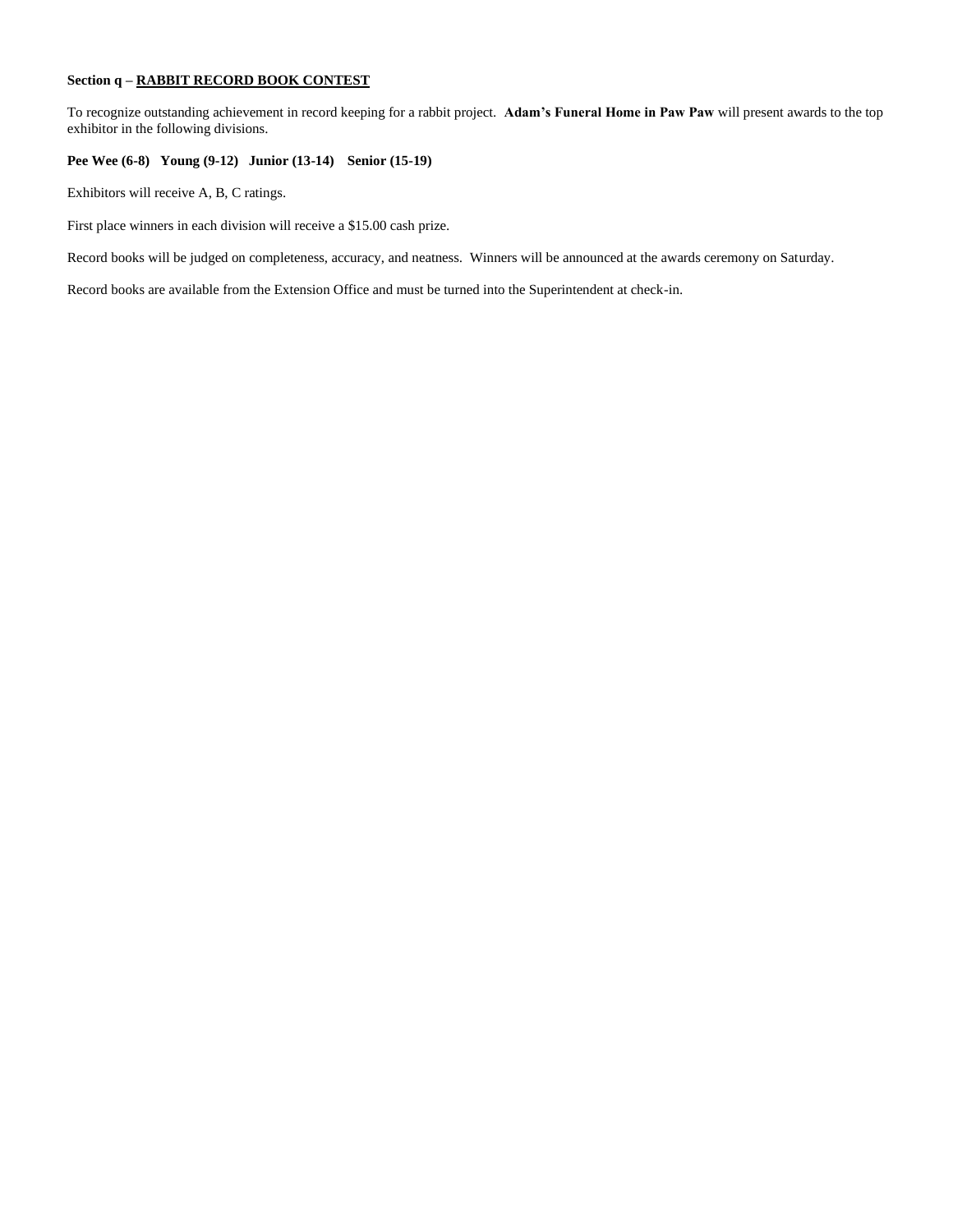**Section q – <u>RABBIT RECORD BOOK CONTEST</u>**

To recognize outstanding achievement in record keeping for a rabbit project. **Adam's Funeral Home in Paw Paw** will present awards to the top exhibitor in the following divisions.

**Pee Wee (6-8) Young (9-12) Junior (13-14) Senior (15-19)**

Exhibitors will receive A, B, C ratings.

First place winners in each division will receive a $15.00 cash prize.

Record books will be judged on completeness, accuracy, and neatness. Winners will be announced at the awards ceremony on Saturday.

Record books are available from the Extension Office and must be turned into the Superintendent at check-in.